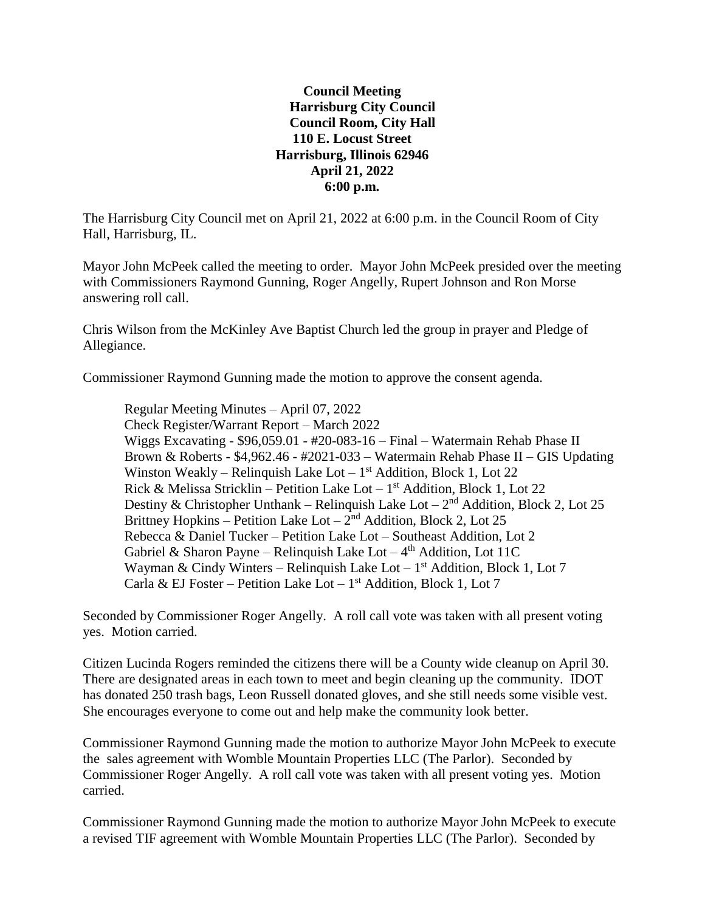**Council Meeting**
**Harrisburg City Council**
**Council Room, City Hall**
**110 E. Locust Street**
**Harrisburg, Illinois 62946**
**April 21, 2022**
**6:00 p.m.**

The Harrisburg City Council met on April 21, 2022 at 6:00 p.m. in the Council Room of City Hall, Harrisburg, IL.

Mayor John McPeek called the meeting to order. Mayor John McPeek presided over the meeting with Commissioners Raymond Gunning, Roger Angelly, Rupert Johnson and Ron Morse answering roll call.

Chris Wilson from the McKinley Ave Baptist Church led the group in prayer and Pledge of Allegiance.

Commissioner Raymond Gunning made the motion to approve the consent agenda.

Regular Meeting Minutes – April 07, 2022
Check Register/Warrant Report – March 2022
Wiggs Excavating - $96,059.01 - #20-083-16 – Final – Watermain Rehab Phase II
Brown & Roberts - $4,962.46 - #2021-033 – Watermain Rehab Phase II – GIS Updating
Winston Weakly – Relinquish Lake Lot – 1st Addition, Block 1, Lot 22
Rick & Melissa Stricklin – Petition Lake Lot – 1st Addition, Block 1, Lot 22
Destiny & Christopher Unthank – Relinquish Lake Lot – 2nd Addition, Block 2, Lot 25
Brittney Hopkins – Petition Lake Lot – 2nd Addition, Block 2, Lot 25
Rebecca & Daniel Tucker – Petition Lake Lot – Southeast Addition, Lot 2
Gabriel & Sharon Payne – Relinquish Lake Lot – 4th Addition, Lot 11C
Wayman & Cindy Winters – Relinquish Lake Lot – 1st Addition, Block 1, Lot 7
Carla & EJ Foster – Petition Lake Lot – 1st Addition, Block 1, Lot 7

Seconded by Commissioner Roger Angelly. A roll call vote was taken with all present voting yes. Motion carried.

Citizen Lucinda Rogers reminded the citizens there will be a County wide cleanup on April 30. There are designated areas in each town to meet and begin cleaning up the community. IDOT has donated 250 trash bags, Leon Russell donated gloves, and she still needs some visible vest. She encourages everyone to come out and help make the community look better.

Commissioner Raymond Gunning made the motion to authorize Mayor John McPeek to execute the sales agreement with Womble Mountain Properties LLC (The Parlor). Seconded by Commissioner Roger Angelly. A roll call vote was taken with all present voting yes. Motion carried.

Commissioner Raymond Gunning made the motion to authorize Mayor John McPeek to execute a revised TIF agreement with Womble Mountain Properties LLC (The Parlor). Seconded by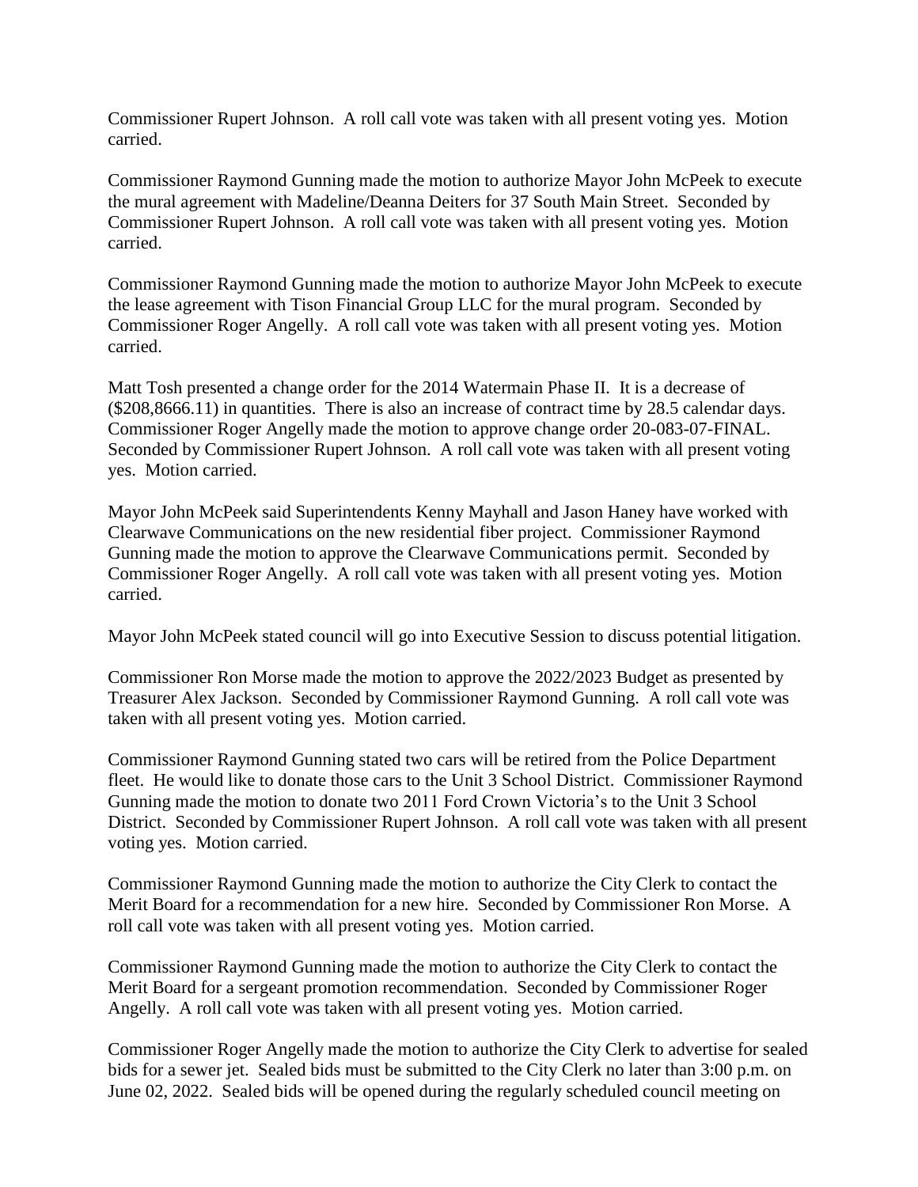Commissioner Rupert Johnson. A roll call vote was taken with all present voting yes. Motion carried.

Commissioner Raymond Gunning made the motion to authorize Mayor John McPeek to execute the mural agreement with Madeline/Deanna Deiters for 37 South Main Street. Seconded by Commissioner Rupert Johnson. A roll call vote was taken with all present voting yes. Motion carried.

Commissioner Raymond Gunning made the motion to authorize Mayor John McPeek to execute the lease agreement with Tison Financial Group LLC for the mural program. Seconded by Commissioner Roger Angelly. A roll call vote was taken with all present voting yes. Motion carried.

Matt Tosh presented a change order for the 2014 Watermain Phase II. It is a decrease of ($208,8666.11) in quantities. There is also an increase of contract time by 28.5 calendar days. Commissioner Roger Angelly made the motion to approve change order 20-083-07-FINAL. Seconded by Commissioner Rupert Johnson. A roll call vote was taken with all present voting yes. Motion carried.

Mayor John McPeek said Superintendents Kenny Mayhall and Jason Haney have worked with Clearwave Communications on the new residential fiber project. Commissioner Raymond Gunning made the motion to approve the Clearwave Communications permit. Seconded by Commissioner Roger Angelly. A roll call vote was taken with all present voting yes. Motion carried.

Mayor John McPeek stated council will go into Executive Session to discuss potential litigation.

Commissioner Ron Morse made the motion to approve the 2022/2023 Budget as presented by Treasurer Alex Jackson. Seconded by Commissioner Raymond Gunning. A roll call vote was taken with all present voting yes. Motion carried.

Commissioner Raymond Gunning stated two cars will be retired from the Police Department fleet. He would like to donate those cars to the Unit 3 School District. Commissioner Raymond Gunning made the motion to donate two 2011 Ford Crown Victoria's to the Unit 3 School District. Seconded by Commissioner Rupert Johnson. A roll call vote was taken with all present voting yes. Motion carried.

Commissioner Raymond Gunning made the motion to authorize the City Clerk to contact the Merit Board for a recommendation for a new hire. Seconded by Commissioner Ron Morse. A roll call vote was taken with all present voting yes. Motion carried.

Commissioner Raymond Gunning made the motion to authorize the City Clerk to contact the Merit Board for a sergeant promotion recommendation. Seconded by Commissioner Roger Angelly. A roll call vote was taken with all present voting yes. Motion carried.

Commissioner Roger Angelly made the motion to authorize the City Clerk to advertise for sealed bids for a sewer jet. Sealed bids must be submitted to the City Clerk no later than 3:00 p.m. on June 02, 2022. Sealed bids will be opened during the regularly scheduled council meeting on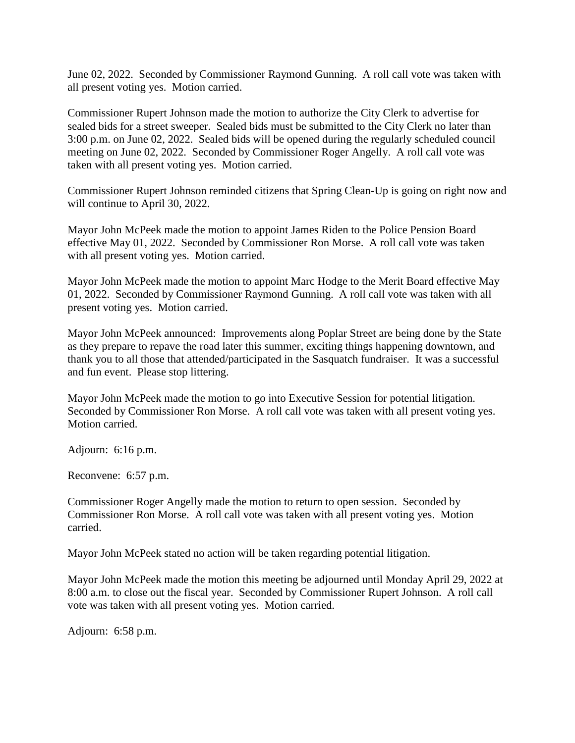June 02, 2022. Seconded by Commissioner Raymond Gunning. A roll call vote was taken with all present voting yes. Motion carried.

Commissioner Rupert Johnson made the motion to authorize the City Clerk to advertise for sealed bids for a street sweeper. Sealed bids must be submitted to the City Clerk no later than 3:00 p.m. on June 02, 2022. Sealed bids will be opened during the regularly scheduled council meeting on June 02, 2022. Seconded by Commissioner Roger Angelly. A roll call vote was taken with all present voting yes. Motion carried.

Commissioner Rupert Johnson reminded citizens that Spring Clean-Up is going on right now and will continue to April 30, 2022.

Mayor John McPeek made the motion to appoint James Riden to the Police Pension Board effective May 01, 2022. Seconded by Commissioner Ron Morse. A roll call vote was taken with all present voting yes. Motion carried.

Mayor John McPeek made the motion to appoint Marc Hodge to the Merit Board effective May 01, 2022. Seconded by Commissioner Raymond Gunning. A roll call vote was taken with all present voting yes. Motion carried.

Mayor John McPeek announced: Improvements along Poplar Street are being done by the State as they prepare to repave the road later this summer, exciting things happening downtown, and thank you to all those that attended/participated in the Sasquatch fundraiser. It was a successful and fun event. Please stop littering.

Mayor John McPeek made the motion to go into Executive Session for potential litigation. Seconded by Commissioner Ron Morse. A roll call vote was taken with all present voting yes. Motion carried.

Adjourn: 6:16 p.m.

Reconvene: 6:57 p.m.

Commissioner Roger Angelly made the motion to return to open session. Seconded by Commissioner Ron Morse. A roll call vote was taken with all present voting yes. Motion carried.

Mayor John McPeek stated no action will be taken regarding potential litigation.

Mayor John McPeek made the motion this meeting be adjourned until Monday April 29, 2022 at 8:00 a.m. to close out the fiscal year. Seconded by Commissioner Rupert Johnson. A roll call vote was taken with all present voting yes. Motion carried.

Adjourn: 6:58 p.m.